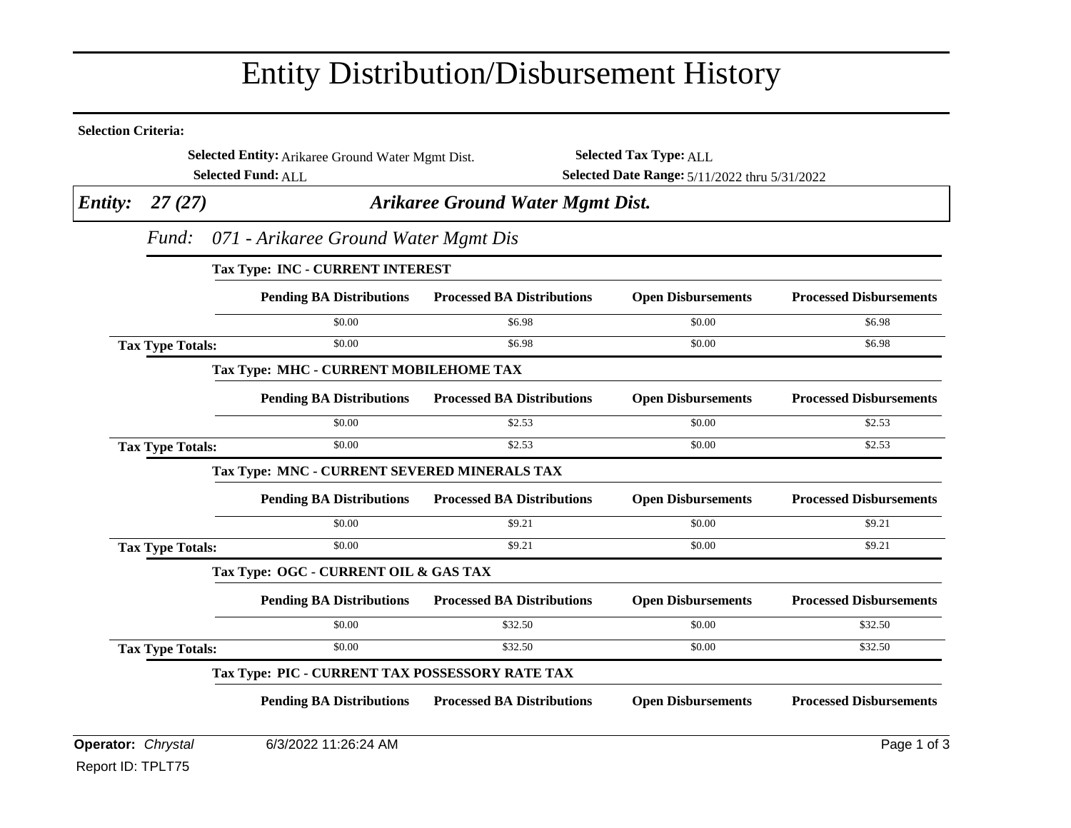# Entity Distribution/Disbursement History

**Selection Criteria:**

**Selected Entity:** Arikaree Ground Water Mgmt Dist.
**Selected Tax Type:** ALL
**Selected Fund:** ALL
**Selected Date Range:** 5/11/2022 thru 5/31/2022

## *Entity: 27 (27)* — *Arikaree Ground Water Mgmt Dist.*

### *Fund: 071 - Arikaree Ground Water Mgmt Dis*

**Tax Type: INC - CURRENT INTEREST**

| | Pending BA Distributions | Processed BA Distributions | Open Disbursements | Processed Disbursements |
|---|---|---|---|---|
| | $0.00 | $6.98 | $0.00 | $6.98 |
| **Tax Type Totals:** | $0.00 | $6.98 | $0.00 | $6.98 |

**Tax Type: MHC - CURRENT MOBILEHOME TAX**

| | Pending BA Distributions | Processed BA Distributions | Open Disbursements | Processed Disbursements |
|---|---|---|---|---|
| | $0.00 | $2.53 | $0.00 | $2.53 |
| **Tax Type Totals:** | $0.00 | $2.53 | $0.00 | $2.53 |

**Tax Type: MNC - CURRENT SEVERED MINERALS TAX**

| | Pending BA Distributions | Processed BA Distributions | Open Disbursements | Processed Disbursements |
|---|---|---|---|---|
| | $0.00 | $9.21 | $0.00 | $9.21 |
| **Tax Type Totals:** | $0.00 | $9.21 | $0.00 | $9.21 |

**Tax Type: OGC - CURRENT OIL & GAS TAX**

| | Pending BA Distributions | Processed BA Distributions | Open Disbursements | Processed Disbursements |
|---|---|---|---|---|
| | $0.00 | $32.50 | $0.00 | $32.50 |
| **Tax Type Totals:** | $0.00 | $32.50 | $0.00 | $32.50 |

**Tax Type: PIC - CURRENT TAX POSSESSORY RATE TAX**

| Pending BA Distributions | Processed BA Distributions | Open Disbursements | Processed Disbursements |
|---|---|---|---|

**Operator:** *Chrystal* 6/3/2022 11:26:24 AM

Report ID: TPLT75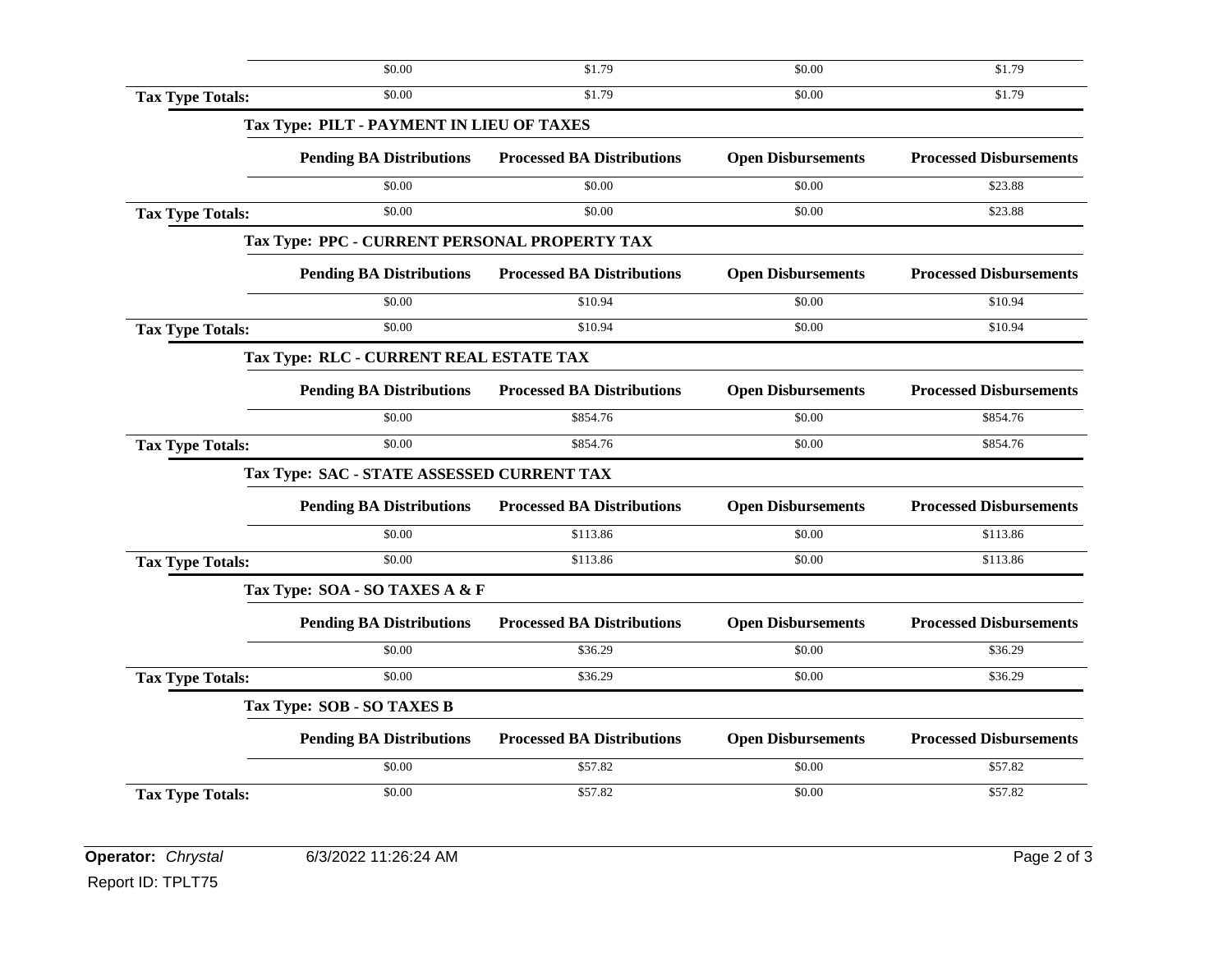| | Pending BA Distributions | Processed BA Distributions | Open Disbursements | Processed Disbursements |
|---|---|---|---|---|
| | $0.00 | $1.79 | $0.00 | $1.79 |
| **Tax Type Totals:** | $0.00 | $1.79 | $0.00 | $1.79 |

**Tax Type: PILT - PAYMENT IN LIEU OF TAXES**

| | Pending BA Distributions | Processed BA Distributions | Open Disbursements | Processed Disbursements |
|---|---|---|---|---|
| | $0.00 | $0.00 | $0.00 | $23.88 |
| **Tax Type Totals:** | $0.00 | $0.00 | $0.00 | $23.88 |

**Tax Type: PPC - CURRENT PERSONAL PROPERTY TAX**

| | Pending BA Distributions | Processed BA Distributions | Open Disbursements | Processed Disbursements |
|---|---|---|---|---|
| | $0.00 | $10.94 | $0.00 | $10.94 |
| **Tax Type Totals:** | $0.00 | $10.94 | $0.00 | $10.94 |

**Tax Type: RLC - CURRENT REAL ESTATE TAX**

| | Pending BA Distributions | Processed BA Distributions | Open Disbursements | Processed Disbursements |
|---|---|---|---|---|
| | $0.00 | $854.76 | $0.00 | $854.76 |
| **Tax Type Totals:** | $0.00 | $854.76 | $0.00 | $854.76 |

**Tax Type: SAC - STATE ASSESSED CURRENT TAX**

| | Pending BA Distributions | Processed BA Distributions | Open Disbursements | Processed Disbursements |
|---|---|---|---|---|
| | $0.00 | $113.86 | $0.00 | $113.86 |
| **Tax Type Totals:** | $0.00 | $113.86 | $0.00 | $113.86 |

**Tax Type: SOA - SO TAXES A & F**

| | Pending BA Distributions | Processed BA Distributions | Open Disbursements | Processed Disbursements |
|---|---|---|---|---|
| | $0.00 | $36.29 | $0.00 | $36.29 |
| **Tax Type Totals:** | $0.00 | $36.29 | $0.00 | $36.29 |

**Tax Type: SOB - SO TAXES B**

| | Pending BA Distributions | Processed BA Distributions | Open Disbursements | Processed Disbursements |
|---|---|---|---|---|
| | $0.00 | $57.82 | $0.00 | $57.82 |
| **Tax Type Totals:** | $0.00 | $57.82 | $0.00 | $57.82 |

**Operator:** *Chrystal* 6/3/2022 11:26:24 AM

Report ID: TPLT75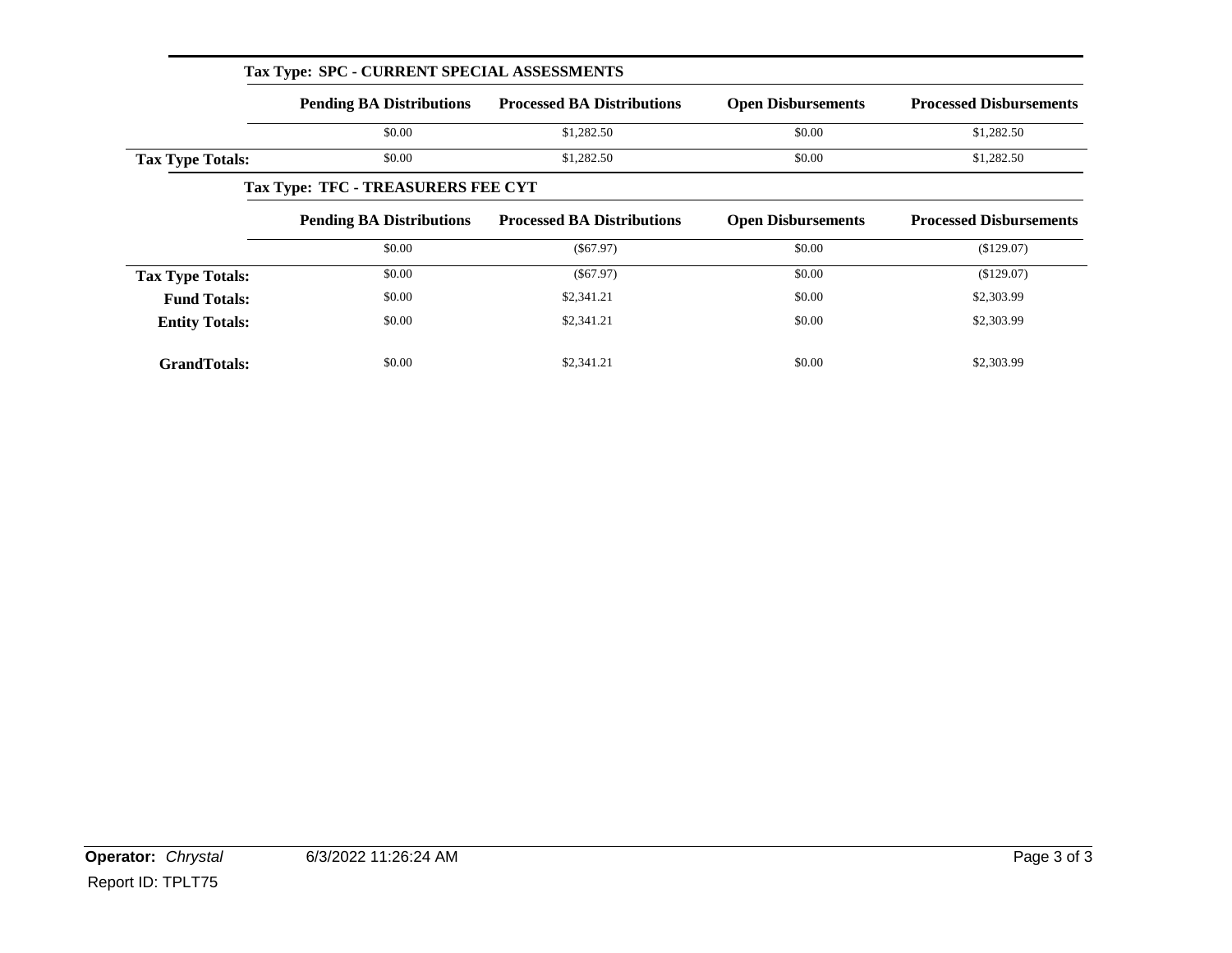| | Tax Type: SPC - CURRENT SPECIAL ASSESSMENTS | | | |
|---|---|---|---|---|
| | **Pending BA Distributions** | **Processed BA Distributions** | **Open Disbursements** | **Processed Disbursements** |
| | $0.00 | $1,282.50 | $0.00 | $1,282.50 |
| **Tax Type Totals:** | $0.00 | $1,282.50 | $0.00 | $1,282.50 |

| | Tax Type: TFC - TREASURERS FEE CYT | | | |
|---|---|---|---|---|
| | **Pending BA Distributions** | **Processed BA Distributions** | **Open Disbursements** | **Processed Disbursements** |
| | $0.00 | ($67.97) | $0.00 | ($129.07) |
| **Tax Type Totals:** | $0.00 | ($67.97) | $0.00 | ($129.07) |
| **Fund Totals:** | $0.00 | $2,341.21 | $0.00 | $2,303.99 |
| **Entity Totals:** | $0.00 | $2,341.21 | $0.00 | $2,303.99 |
| **GrandTotals:** | $0.00 | $2,341.21 | $0.00 | $2,303.99 |

**Operator:** *Chrystal* 6/3/2022 11:26:24 AM

Report ID: TPLT75